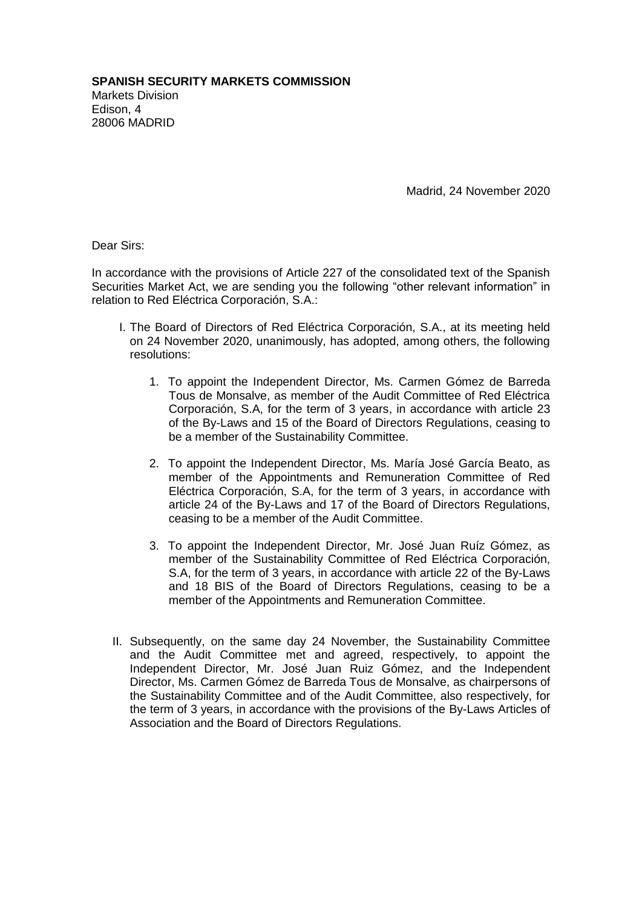**SPANISH SECURITY MARKETS COMMISSION**
Markets Division
Edison, 4
28006 MADRID

Madrid, 24 November 2020

Dear Sirs:

In accordance with the provisions of Article 227 of the consolidated text of the Spanish Securities Market Act, we are sending you the following "other relevant information" in relation to Red Eléctrica Corporación, S.A.:

I. The Board of Directors of Red Eléctrica Corporación, S.A., at its meeting held on 24 November 2020, unanimously, has adopted, among others, the following resolutions:

   1. To appoint the Independent Director, Ms. Carmen Gómez de Barreda Tous de Monsalve, as member of the Audit Committee of Red Eléctrica Corporación, S.A, for the term of 3 years, in accordance with article 23 of the By-Laws and 15 of the Board of Directors Regulations, ceasing to be a member of the Sustainability Committee.

   2. To appoint the Independent Director, Ms. María José García Beato, as member of the Appointments and Remuneration Committee of Red Eléctrica Corporación, S.A, for the term of 3 years, in accordance with article 24 of the By-Laws and 17 of the Board of Directors Regulations, ceasing to be a member of the Audit Committee.

   3. To appoint the Independent Director, Mr. José Juan Ruíz Gómez, as member of the Sustainability Committee of Red Eléctrica Corporación, S.A, for the term of 3 years, in accordance with article 22 of the By-Laws and 18 BIS of the Board of Directors Regulations, ceasing to be a member of the Appointments and Remuneration Committee.

II. Subsequently, on the same day 24 November, the Sustainability Committee and the Audit Committee met and agreed, respectively, to appoint the Independent Director, Mr. José Juan Ruiz Gómez, and the Independent Director, Ms. Carmen Gómez de Barreda Tous de Monsalve, as chairpersons of the Sustainability Committee and of the Audit Committee, also respectively, for the term of 3 years, in accordance with the provisions of the By-Laws Articles of Association and the Board of Directors Regulations.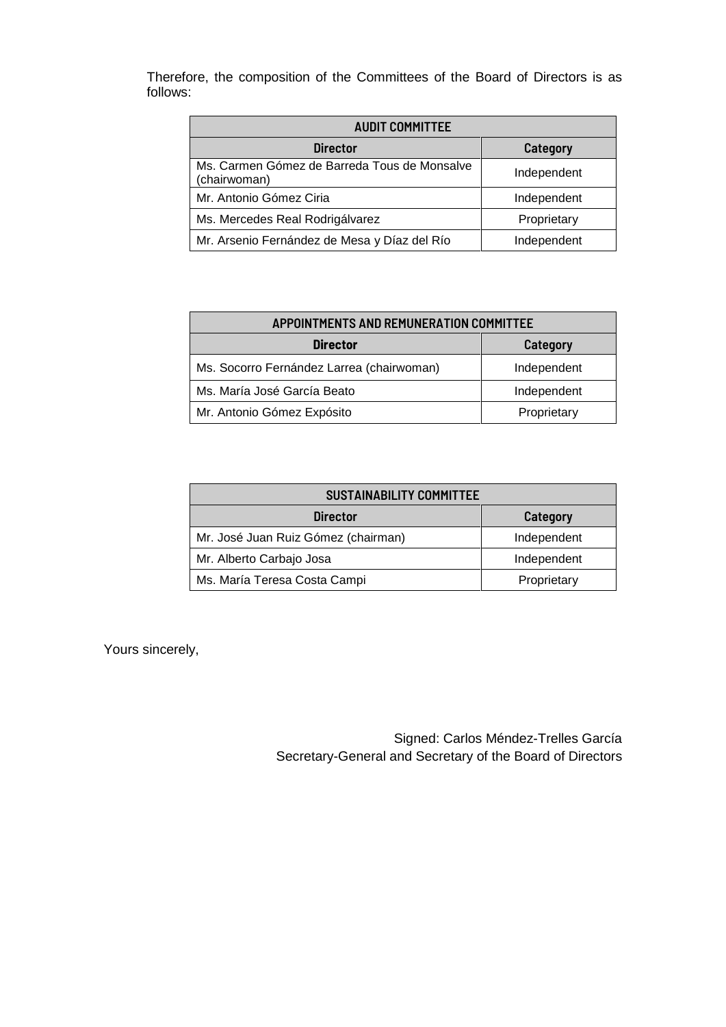Therefore, the composition of the Committees of the Board of Directors is as follows:

| AUDIT COMMITTEE | |
|---|---|
| **Director** | **Category** |
| Ms. Carmen Gómez de Barreda Tous de Monsalve (chairwoman) | Independent |
| Mr. Antonio Gómez Ciria | Independent |
| Ms. Mercedes Real Rodrigálvarez | Proprietary |
| Mr. Arsenio Fernández de Mesa y Díaz del Río | Independent |

| APPOINTMENTS AND REMUNERATION COMMITTEE | |
|---|---|
| **Director** | **Category** |
| Ms. Socorro Fernández Larrea (chairwoman) | Independent |
| Ms. María José García Beato | Independent |
| Mr. Antonio Gómez Expósito | Proprietary |

| SUSTAINABILITY COMMITTEE | |
|---|---|
| **Director** | **Category** |
| Mr. José Juan Ruiz Gómez (chairman) | Independent |
| Mr. Alberto Carbajo Josa | Independent |
| Ms. María Teresa Costa Campi | Proprietary |

Yours sincerely,

Signed: Carlos Méndez-Trelles García
Secretary-General and Secretary of the Board of Directors